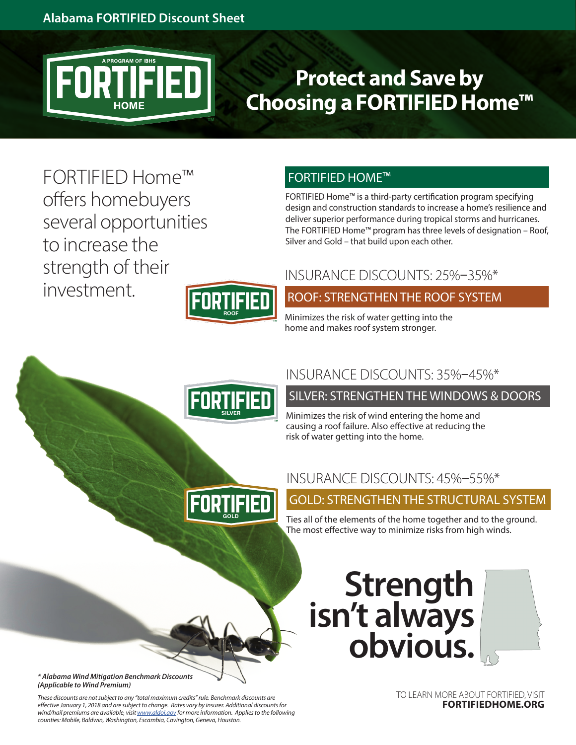Alabama FORTIFIED Discount Sheet

# Protect and Save by Choosing a FORTIFIED Home™

FORTIFIED Home™ offers homebuyers several opportunities to increase the strength of their investment.

## FORTIFIED HOME™

FORTIFIED Home™ is a third-party certification program specifying design and construction standards to increase a home's resilience and deliver superior performance during tropical storms and hurricanes. The FORTIFIED Home™ program has three levels of designation – Roof, Silver and Gold – that build upon each other.

### INSURANCE DISCOUNTS: 25%–35%*

#### ROOF: STRENGTHEN THE ROOF SYSTEM

Minimizes the risk of water getting into the home and makes roof system stronger.

### INSURANCE DISCOUNTS: 35%–45%*

#### SILVER: STRENGTHEN THE WINDOWS & DOORS

Minimizes the risk of wind entering the home and causing a roof failure. Also effective at reducing the risk of water getting into the home.

### INSURANCE DISCOUNTS: 45%–55%*

#### GOLD: STRENGTHEN THE STRUCTURAL SYSTEM

Ties all of the elements of the home together and to the ground. The most effective way to minimize risks from high winds.

**Strength isn't always obvious.**

***\* Alabama Wind Mitigation Benchmark Discounts (Applicable to Wind Premium)***

*These discounts are not subject to any "total maximum credits" rule. Benchmark discounts are effective January 1, 2018 and are subject to change. Rates vary by insurer. Additional discounts for wind/hail premiums are available, visit www.aldoi.gov for more information. Applies to the following counties: Mobile, Baldwin, Washington, Escambia, Covington, Geneva, Houston.*

TO LEARN MORE ABOUT FORTIFIED, VISIT **FORTIFIEDHOME.ORG**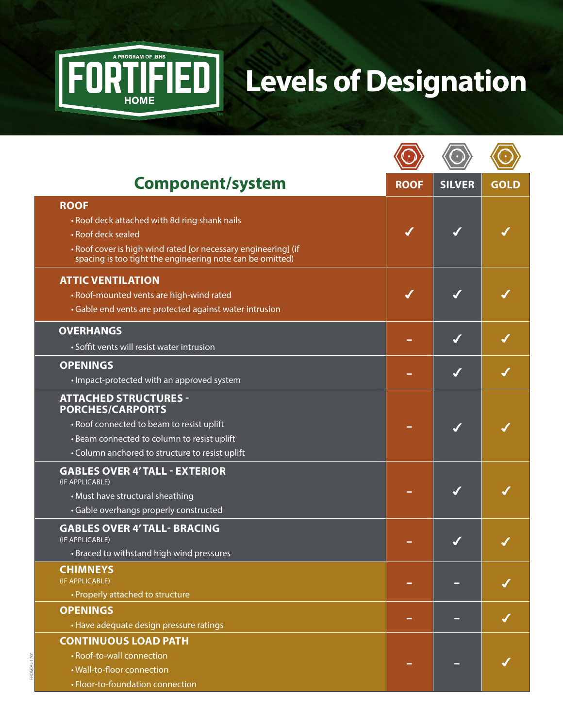A PROGRAM OF IBHS

**FORTIFIED HOME**™

# Levels of Designation

| Component/system | ROOF | SILVER | GOLD |
|---|---|---|---|
| **ROOF**<br>• Roof deck attached with 8d ring shank nails<br>• Roof deck sealed<br>• Roof cover is high wind rated [or necessary engineering] (if spacing is too tight the engineering note can be omitted) | ✓ | ✓ | ✓ |
| **ATTIC VENTILATION**<br>• Roof-mounted vents are high-wind rated<br>• Gable end vents are protected against water intrusion | ✓ | ✓ | ✓ |
| **OVERHANGS**<br>• Soffit vents will resist water intrusion | – | ✓ | ✓ |
| **OPENINGS**<br>• Impact-protected with an approved system | – | ✓ | ✓ |
| **ATTACHED STRUCTURES - PORCHES/CARPORTS**<br>• Roof connected to beam to resist uplift<br>• Beam connected to column to resist uplift<br>• Column anchored to structure to resist uplift | – | ✓ | ✓ |
| **GABLES OVER 4' TALL - EXTERIOR** (IF APPLICABLE)<br>• Must have structural sheathing<br>• Gable overhangs properly constructed | – | ✓ | ✓ |
| **GABLES OVER 4' TALL- BRACING** (IF APPLICABLE)<br>• Braced to withstand high wind pressures | – | ✓ | ✓ |
| **CHIMNEYS** (IF APPLICABLE)<br>• Properly attached to structure | – | – | ✓ |
| **OPENINGS**<br>• Have adequate design pressure ratings | – | – | ✓ |
| **CONTINUOUS LOAD PATH**<br>• Roof-to-wall connection<br>• Wall-to-floor connection<br>• Floor-to-foundation connection | – | – | ✓ |

FHDSCAL-1704